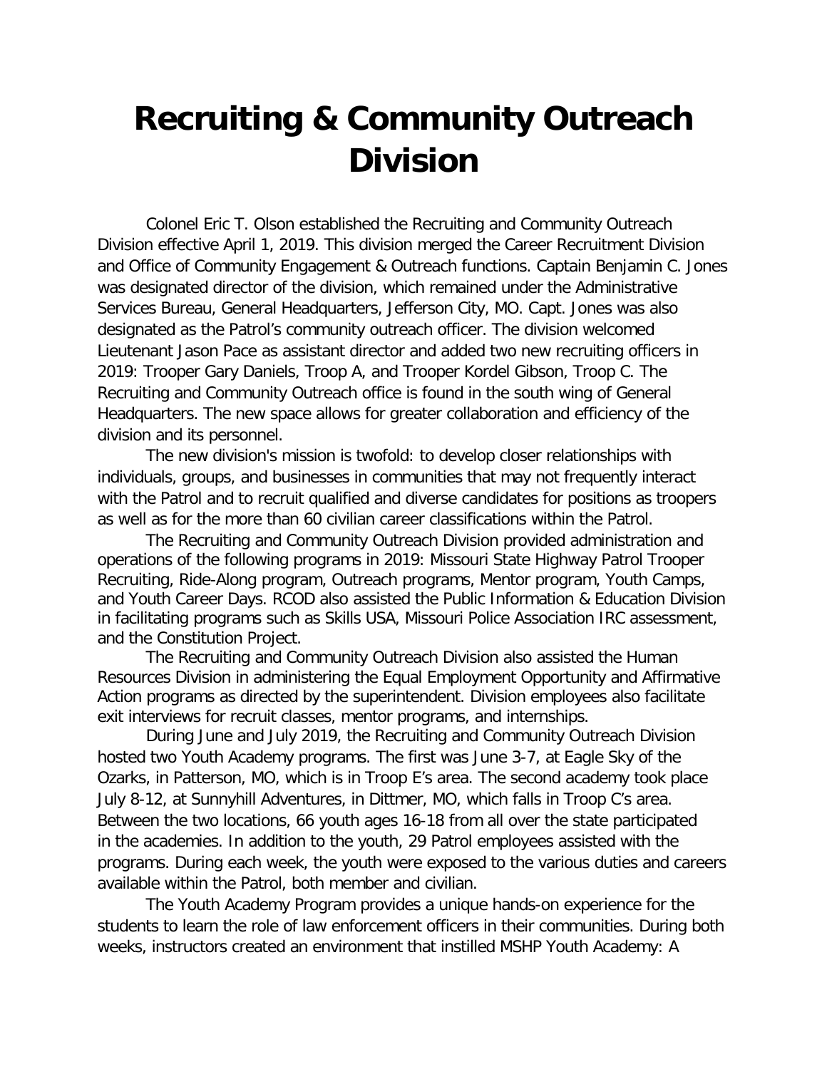# Recruiting & Community Outreach Division

Colonel Eric T. Olson established the Recruiting and Community Outreach Division effective April 1, 2019. This division merged the Career Recruitment Division and Office of Community Engagement & Outreach functions. Captain Benjamin C. Jones was designated director of the division, which remained under the Administrative Services Bureau, General Headquarters, Jefferson City, MO. Capt. Jones was also designated as the Patrol's community outreach officer. The division welcomed Lieutenant Jason Pace as assistant director and added two new recruiting officers in 2019: Trooper Gary Daniels, Troop A, and Trooper Kordel Gibson, Troop C. The Recruiting and Community Outreach office is found in the south wing of General Headquarters. The new space allows for greater collaboration and efficiency of the division and its personnel.

The new division's mission is twofold: to develop closer relationships with individuals, groups, and businesses in communities that may not frequently interact with the Patrol and to recruit qualified and diverse candidates for positions as troopers as well as for the more than 60 civilian career classifications within the Patrol.

The Recruiting and Community Outreach Division provided administration and operations of the following programs in 2019: Missouri State Highway Patrol Trooper Recruiting, Ride-Along program, Outreach programs, Mentor program, Youth Camps, and Youth Career Days. RCOD also assisted the Public Information & Education Division in facilitating programs such as Skills USA, Missouri Police Association IRC assessment, and the Constitution Project.

The Recruiting and Community Outreach Division also assisted the Human Resources Division in administering the Equal Employment Opportunity and Affirmative Action programs as directed by the superintendent. Division employees also facilitate exit interviews for recruit classes, mentor programs, and internships.

During June and July 2019, the Recruiting and Community Outreach Division hosted two Youth Academy programs. The first was June 3-7, at Eagle Sky of the Ozarks, in Patterson, MO, which is in Troop E's area. The second academy took place July 8-12, at Sunnyhill Adventures, in Dittmer, MO, which falls in Troop C's area. Between the two locations, 66 youth ages 16-18 from all over the state participated in the academies. In addition to the youth, 29 Patrol employees assisted with the programs. During each week, the youth were exposed to the various duties and careers available within the Patrol, both member and civilian.

The Youth Academy Program provides a unique hands-on experience for the students to learn the role of law enforcement officers in their communities. During both weeks, instructors created an environment that instilled MSHP Youth Academy: A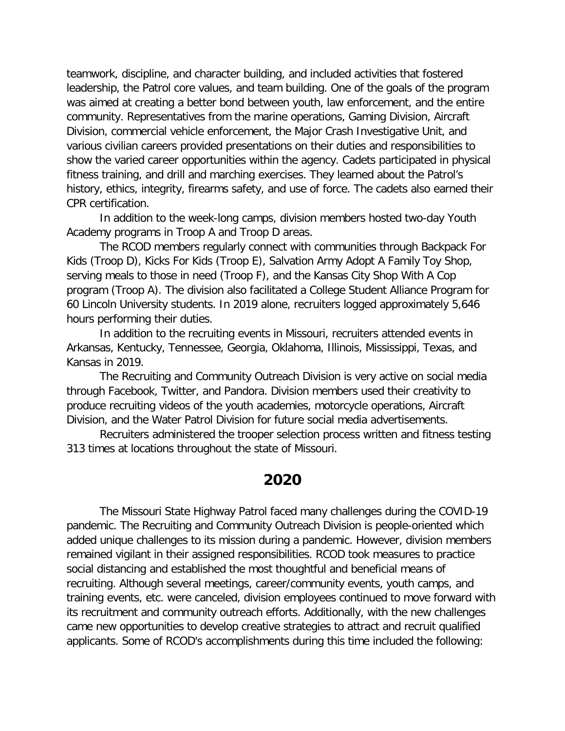teamwork, discipline, and character building, and included activities that fostered leadership, the Patrol core values, and team building. One of the goals of the program was aimed at creating a better bond between youth, law enforcement, and the entire community. Representatives from the marine operations, Gaming Division, Aircraft Division, commercial vehicle enforcement, the Major Crash Investigative Unit, and various civilian careers provided presentations on their duties and responsibilities to show the varied career opportunities within the agency. Cadets participated in physical fitness training, and drill and marching exercises. They learned about the Patrol's history, ethics, integrity, firearms safety, and use of force. The cadets also earned their CPR certification.

In addition to the week-long camps, division members hosted two-day Youth Academy programs in Troop A and Troop D areas.

The RCOD members regularly connect with communities through Backpack For Kids (Troop D), Kicks For Kids (Troop E), Salvation Army Adopt A Family Toy Shop, serving meals to those in need (Troop F), and the Kansas City Shop With A Cop program (Troop A). The division also facilitated a College Student Alliance Program for 60 Lincoln University students. In 2019 alone, recruiters logged approximately 5,646 hours performing their duties.

In addition to the recruiting events in Missouri, recruiters attended events in Arkansas, Kentucky, Tennessee, Georgia, Oklahoma, Illinois, Mississippi, Texas, and Kansas in 2019.

The Recruiting and Community Outreach Division is very active on social media through Facebook, Twitter, and Pandora. Division members used their creativity to produce recruiting videos of the youth academies, motorcycle operations, Aircraft Division, and the Water Patrol Division for future social media advertisements.

Recruiters administered the trooper selection process written and fitness testing 313 times at locations throughout the state of Missouri.

## 2020

The Missouri State Highway Patrol faced many challenges during the COVID-19 pandemic. The Recruiting and Community Outreach Division is people-oriented which added unique challenges to its mission during a pandemic. However, division members remained vigilant in their assigned responsibilities. RCOD took measures to practice social distancing and established the most thoughtful and beneficial means of recruiting. Although several meetings, career/community events, youth camps, and training events, etc. were canceled, division employees continued to move forward with its recruitment and community outreach efforts. Additionally, with the new challenges came new opportunities to develop creative strategies to attract and recruit qualified applicants. Some of RCOD's accomplishments during this time included the following: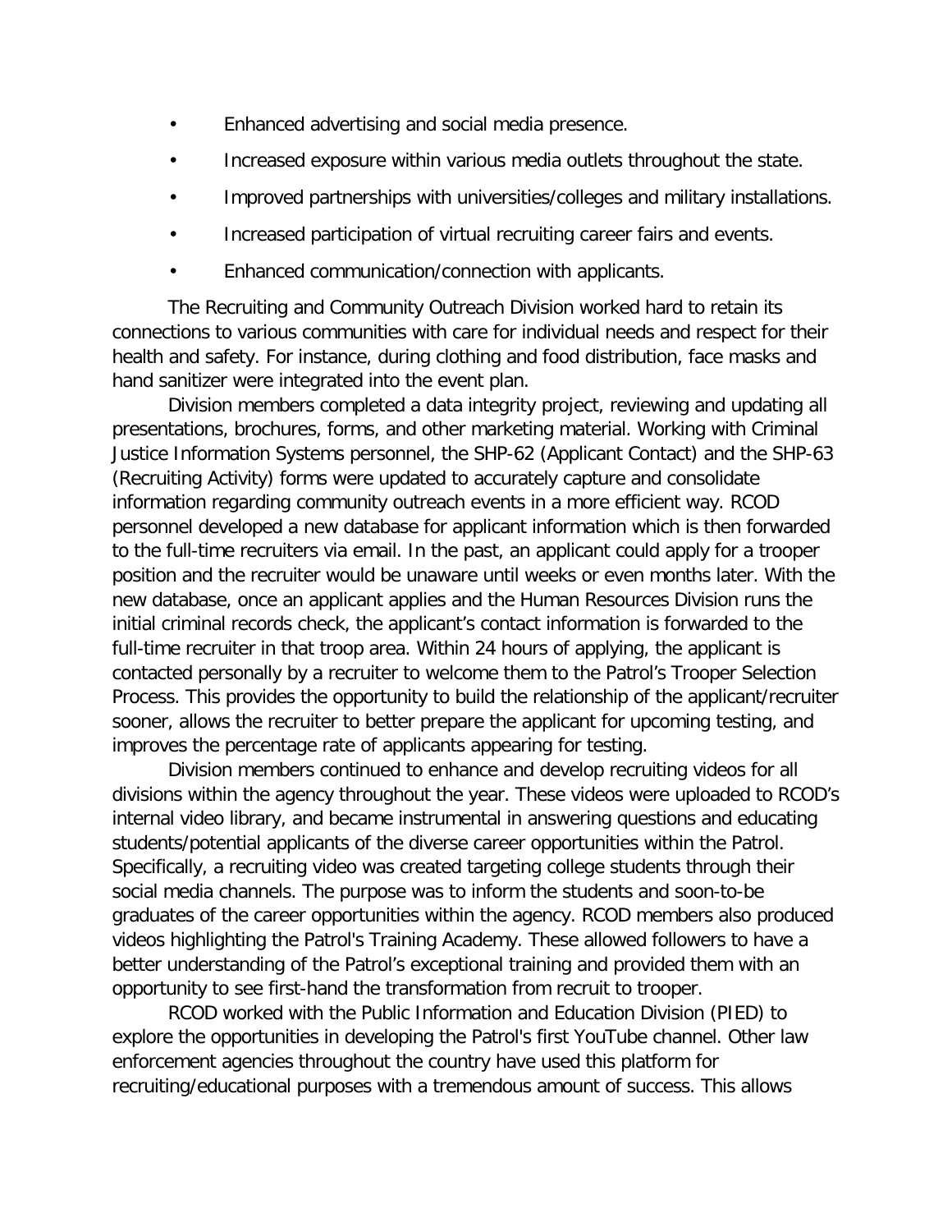- Enhanced advertising and social media presence.
- Increased exposure within various media outlets throughout the state.
- Improved partnerships with universities/colleges and military installations.
- Increased participation of virtual recruiting career fairs and events.
- Enhanced communication/connection with applicants.

The Recruiting and Community Outreach Division worked hard to retain its connections to various communities with care for individual needs and respect for their health and safety. For instance, during clothing and food distribution, face masks and hand sanitizer were integrated into the event plan.

Division members completed a data integrity project, reviewing and updating all presentations, brochures, forms, and other marketing material. Working with Criminal Justice Information Systems personnel, the SHP-62 (Applicant Contact) and the SHP-63 (Recruiting Activity) forms were updated to accurately capture and consolidate information regarding community outreach events in a more efficient way. RCOD personnel developed a new database for applicant information which is then forwarded to the full-time recruiters via email. In the past, an applicant could apply for a trooper position and the recruiter would be unaware until weeks or even months later. With the new database, once an applicant applies and the Human Resources Division runs the initial criminal records check, the applicant's contact information is forwarded to the full-time recruiter in that troop area. Within 24 hours of applying, the applicant is contacted personally by a recruiter to welcome them to the Patrol's Trooper Selection Process. This provides the opportunity to build the relationship of the applicant/recruiter sooner, allows the recruiter to better prepare the applicant for upcoming testing, and improves the percentage rate of applicants appearing for testing.

Division members continued to enhance and develop recruiting videos for all divisions within the agency throughout the year. These videos were uploaded to RCOD's internal video library, and became instrumental in answering questions and educating students/potential applicants of the diverse career opportunities within the Patrol. Specifically, a recruiting video was created targeting college students through their social media channels. The purpose was to inform the students and soon-to-be graduates of the career opportunities within the agency. RCOD members also produced videos highlighting the Patrol's Training Academy. These allowed followers to have a better understanding of the Patrol's exceptional training and provided them with an opportunity to see first-hand the transformation from recruit to trooper.

RCOD worked with the Public Information and Education Division (PIED) to explore the opportunities in developing the Patrol's first YouTube channel. Other law enforcement agencies throughout the country have used this platform for recruiting/educational purposes with a tremendous amount of success. This allows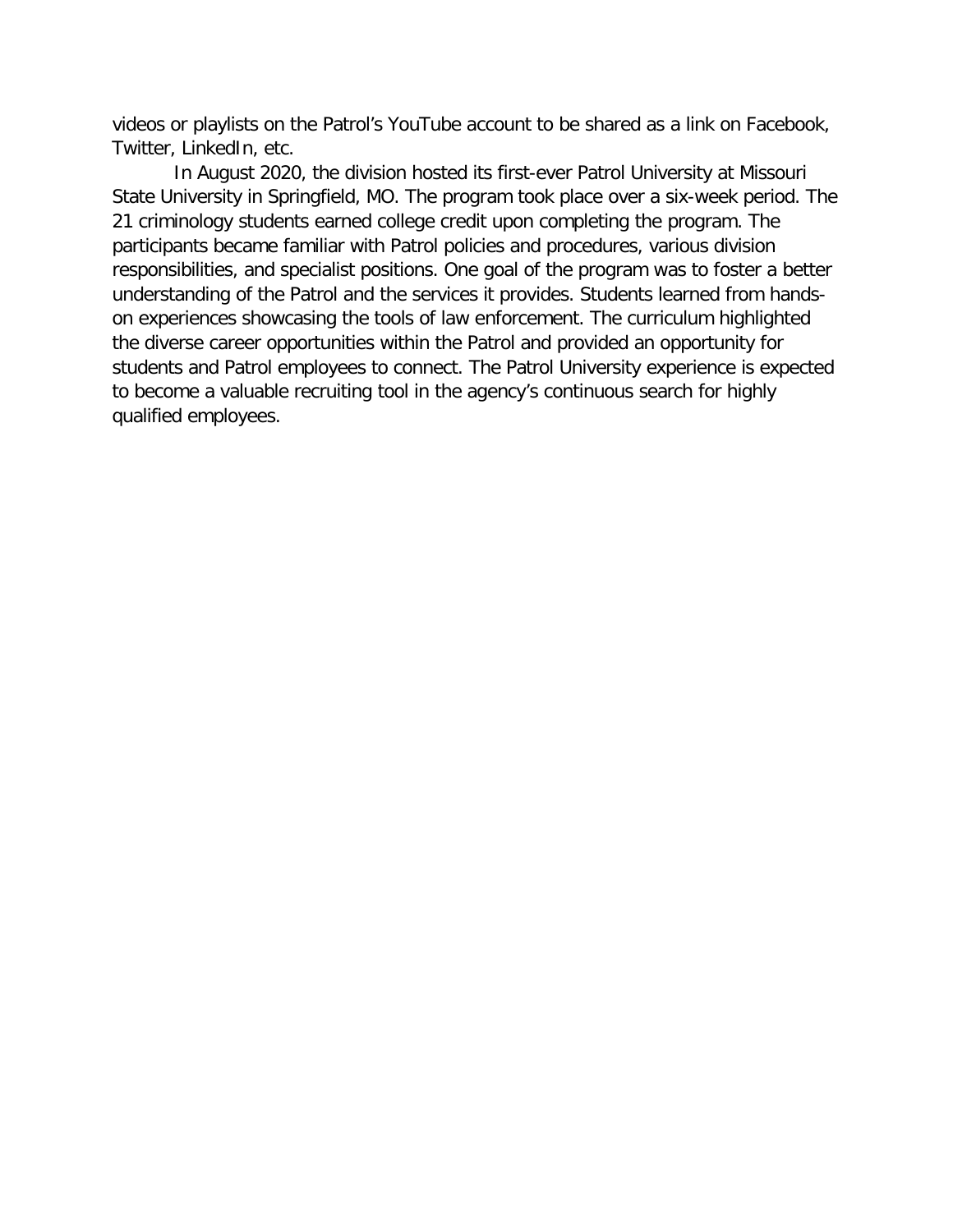videos or playlists on the Patrol's YouTube account to be shared as a link on Facebook, Twitter, LinkedIn, etc.

In August 2020, the division hosted its first-ever Patrol University at Missouri State University in Springfield, MO. The program took place over a six-week period. The 21 criminology students earned college credit upon completing the program. The participants became familiar with Patrol policies and procedures, various division responsibilities, and specialist positions. One goal of the program was to foster a better understanding of the Patrol and the services it provides. Students learned from hands-on experiences showcasing the tools of law enforcement. The curriculum highlighted the diverse career opportunities within the Patrol and provided an opportunity for students and Patrol employees to connect. The Patrol University experience is expected to become a valuable recruiting tool in the agency's continuous search for highly qualified employees.